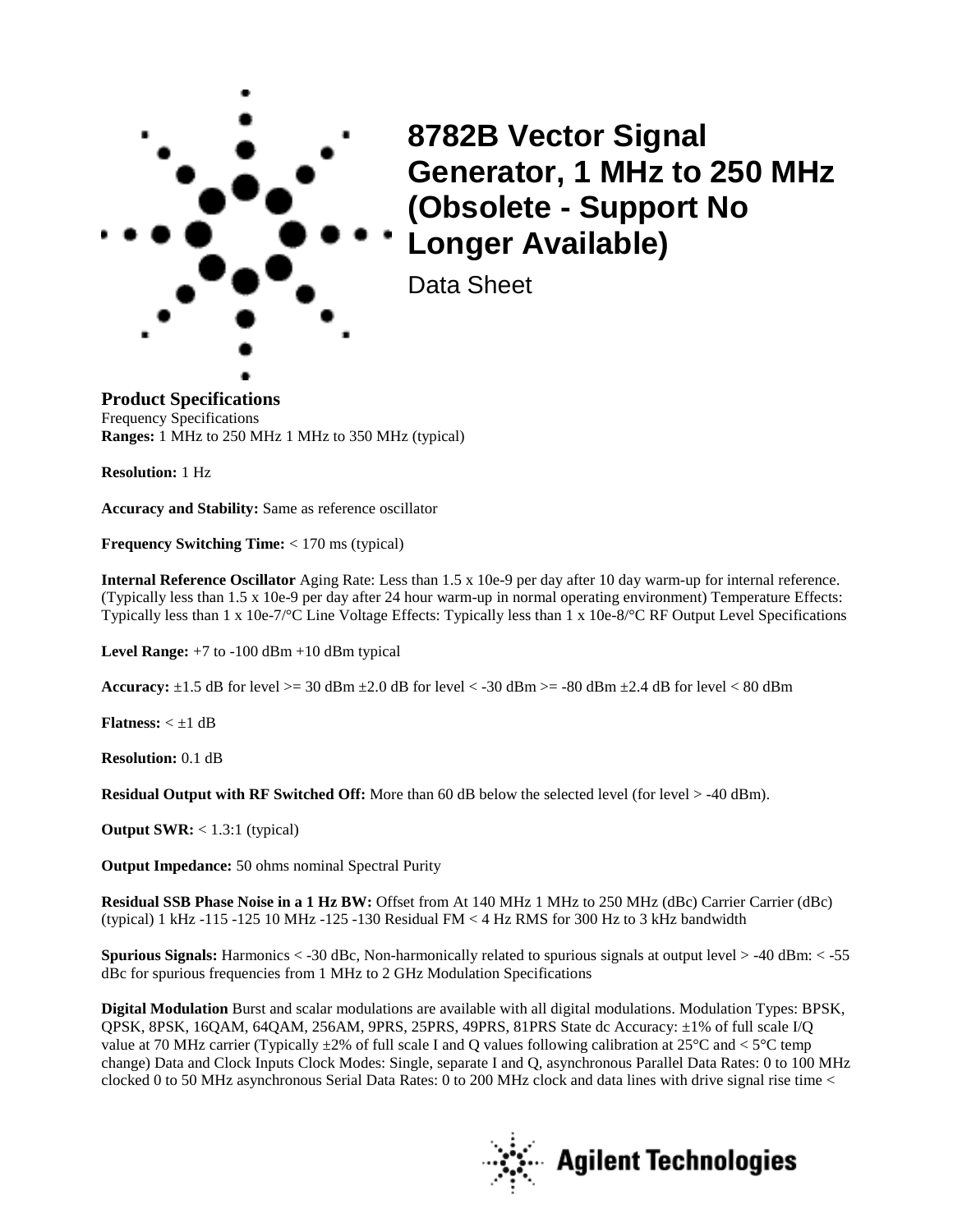# 8782B Vector Signal Generator, 1 MHz to 250 MHz (Obsolete - Support No Longer Available)

Data Sheet

**Product Specifications**

Frequency Specifications

**Ranges:** 1 MHz to 250 MHz 1 MHz to 350 MHz (typical)

**Resolution:** 1 Hz

**Accuracy and Stability:** Same as reference oscillator

**Frequency Switching Time:** < 170 ms (typical)

**Internal Reference Oscillator** Aging Rate: Less than 1.5 x 10e-9 per day after 10 day warm-up for internal reference. (Typically less than 1.5 x 10e-9 per day after 24 hour warm-up in normal operating environment) Temperature Effects: Typically less than 1 x 10e-7/°C Line Voltage Effects: Typically less than 1 x 10e-8/°C RF Output Level Specifications

**Level Range:** +7 to -100 dBm +10 dBm typical

**Accuracy:** ±1.5 dB for level >= 30 dBm ±2.0 dB for level < -30 dBm >= -80 dBm ±2.4 dB for level < 80 dBm

**Flatness:** < ±1 dB

**Resolution:** 0.1 dB

**Residual Output with RF Switched Off:** More than 60 dB below the selected level (for level > -40 dBm).

**Output SWR:** < 1.3:1 (typical)

**Output Impedance:** 50 ohms nominal Spectral Purity

**Residual SSB Phase Noise in a 1 Hz BW:** Offset from At 140 MHz 1 MHz to 250 MHz (dBc) Carrier Carrier (dBc) (typical) 1 kHz -115 -125 10 MHz -125 -130 Residual FM < 4 Hz RMS for 300 Hz to 3 kHz bandwidth

**Spurious Signals:** Harmonics < -30 dBc, Non-harmonically related to spurious signals at output level > -40 dBm: < -55 dBc for spurious frequencies from 1 MHz to 2 GHz Modulation Specifications

**Digital Modulation** Burst and scalar modulations are available with all digital modulations. Modulation Types: BPSK, QPSK, 8PSK, 16QAM, 64QAM, 256AM, 9PRS, 25PRS, 49PRS, 81PRS State dc Accuracy: ±1% of full scale I/Q value at 70 MHz carrier (Typically ±2% of full scale I and Q values following calibration at 25°C and < 5°C temp change) Data and Clock Inputs Clock Modes: Single, separate I and Q, asynchronous Parallel Data Rates: 0 to 100 MHz clocked 0 to 50 MHz asynchronous Serial Data Rates: 0 to 200 MHz clock and data lines with drive signal rise time <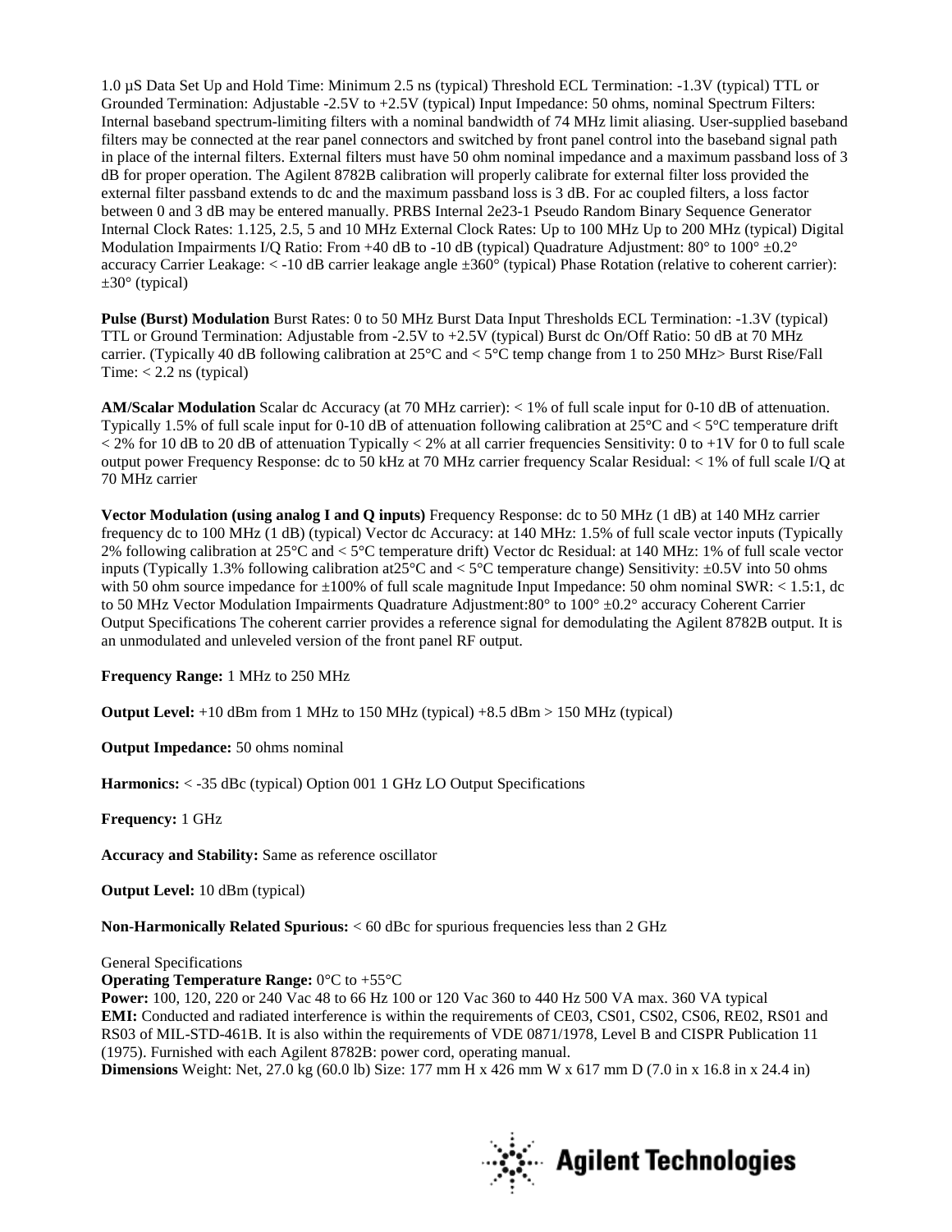1.0 µS Data Set Up and Hold Time: Minimum 2.5 ns (typical) Threshold ECL Termination: -1.3V (typical) TTL or Grounded Termination: Adjustable -2.5V to +2.5V (typical) Input Impedance: 50 ohms, nominal Spectrum Filters: Internal baseband spectrum-limiting filters with a nominal bandwidth of 74 MHz limit aliasing. User-supplied baseband filters may be connected at the rear panel connectors and switched by front panel control into the baseband signal path in place of the internal filters. External filters must have 50 ohm nominal impedance and a maximum passband loss of 3 dB for proper operation. The Agilent 8782B calibration will properly calibrate for external filter loss provided the external filter passband extends to dc and the maximum passband loss is 3 dB. For ac coupled filters, a loss factor between 0 and 3 dB may be entered manually. PRBS Internal 2e23-1 Pseudo Random Binary Sequence Generator Internal Clock Rates: 1.125, 2.5, 5 and 10 MHz External Clock Rates: Up to 100 MHz Up to 200 MHz (typical) Digital Modulation Impairments I/Q Ratio: From +40 dB to -10 dB (typical) Quadrature Adjustment: 80° to 100° ±0.2° accuracy Carrier Leakage: < -10 dB carrier leakage angle ±360° (typical) Phase Rotation (relative to coherent carrier): ±30° (typical)

**Pulse (Burst) Modulation** Burst Rates: 0 to 50 MHz Burst Data Input Thresholds ECL Termination: -1.3V (typical) TTL or Ground Termination: Adjustable from -2.5V to +2.5V (typical) Burst dc On/Off Ratio: 50 dB at 70 MHz carrier. (Typically 40 dB following calibration at 25°C and < 5°C temp change from 1 to 250 MHz> Burst Rise/Fall Time: < 2.2 ns (typical)

**AM/Scalar Modulation** Scalar dc Accuracy (at 70 MHz carrier): < 1% of full scale input for 0-10 dB of attenuation. Typically 1.5% of full scale input for 0-10 dB of attenuation following calibration at 25°C and < 5°C temperature drift < 2% for 10 dB to 20 dB of attenuation Typically < 2% at all carrier frequencies Sensitivity: 0 to +1V for 0 to full scale output power Frequency Response: dc to 50 kHz at 70 MHz carrier frequency Scalar Residual: < 1% of full scale I/Q at 70 MHz carrier

**Vector Modulation (using analog I and Q inputs)** Frequency Response: dc to 50 MHz (1 dB) at 140 MHz carrier frequency dc to 100 MHz (1 dB) (typical) Vector dc Accuracy: at 140 MHz: 1.5% of full scale vector inputs (Typically 2% following calibration at 25°C and < 5°C temperature drift) Vector dc Residual: at 140 MHz: 1% of full scale vector inputs (Typically 1.3% following calibration at25°C and < 5°C temperature change) Sensitivity: ±0.5V into 50 ohms with 50 ohm source impedance for ±100% of full scale magnitude Input Impedance: 50 ohm nominal SWR: < 1.5:1, dc to 50 MHz Vector Modulation Impairments Quadrature Adjustment:80° to 100° ±0.2° accuracy Coherent Carrier Output Specifications The coherent carrier provides a reference signal for demodulating the Agilent 8782B output. It is an unmodulated and unleveled version of the front panel RF output.

**Frequency Range:** 1 MHz to 250 MHz

**Output Level:** +10 dBm from 1 MHz to 150 MHz (typical) +8.5 dBm > 150 MHz (typical)

**Output Impedance:** 50 ohms nominal

**Harmonics:** < -35 dBc (typical) Option 001 1 GHz LO Output Specifications

**Frequency:** 1 GHz

**Accuracy and Stability:** Same as reference oscillator

**Output Level:** 10 dBm (typical)

**Non-Harmonically Related Spurious:** < 60 dBc for spurious frequencies less than 2 GHz

General Specifications

**Operating Temperature Range:** 0°C to +55°C

**Power:** 100, 120, 220 or 240 Vac 48 to 66 Hz 100 or 120 Vac 360 to 440 Hz 500 VA max. 360 VA typical

**EMI:** Conducted and radiated interference is within the requirements of CE03, CS01, CS02, CS06, RE02, RS01 and RS03 of MIL-STD-461B. It is also within the requirements of VDE 0871/1978, Level B and CISPR Publication 11 (1975). Furnished with each Agilent 8782B: power cord, operating manual.

**Dimensions** Weight: Net, 27.0 kg (60.0 lb) Size: 177 mm H x 426 mm W x 617 mm D (7.0 in x 16.8 in x 24.4 in)

Agilent Technologies